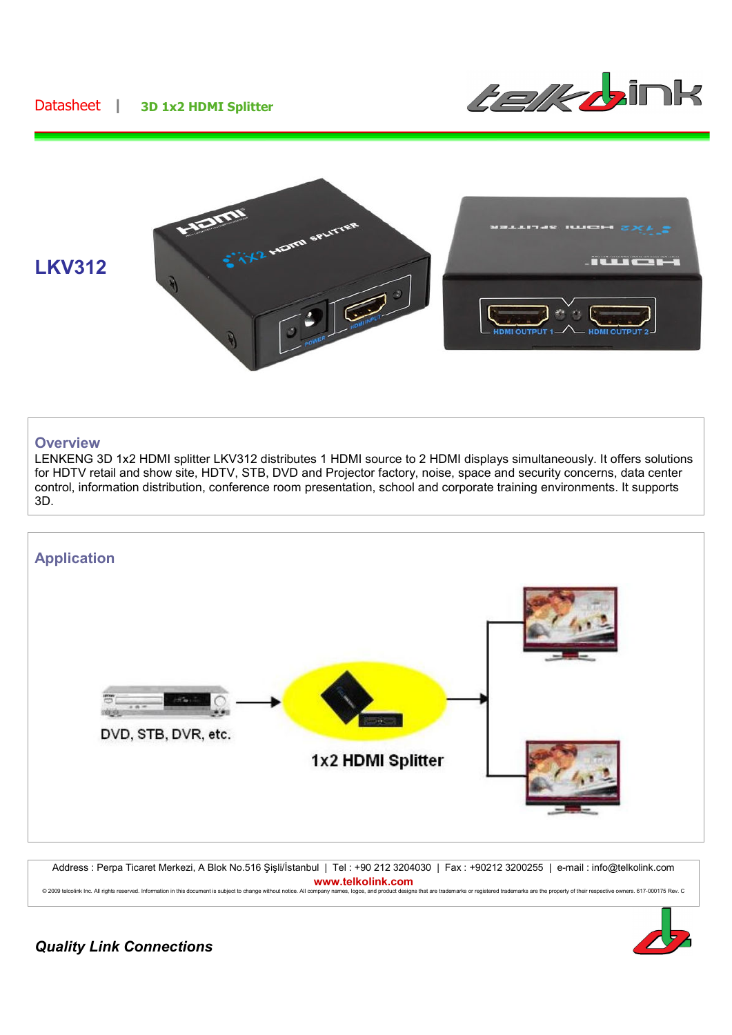Datasheet | **3D 1x2 HDMI Splitter**

# LKV312

## Overview

LENKENG 3D 1x2 HDMI splitter LKV312 distributes 1 HDMI source to 2 HDMI displays simultaneously. It offers solutions for HDTV retail and show site, HDTV, STB, DVD and Projector factory, noise, space and security concerns, data center control, information distribution, conference room presentation, school and corporate training environments. It supports 3D.

## Application

DVD, STB, DVR, etc.

1x2 HDMI Splitter

Address : Perpa Ticaret Merkezi, A Blok No.516 Şişli/İstanbul | Tel : +90 212 3204030 | Fax : +90212 3200255 | e-mail : info@telkolink.com

**www.telkolink.com**

© 2009 telcolink Inc. All rights reserved. Information in this document is subject to change without notice. All company names, logos, and product designs that are trademarks or registered trademarks are the property of their respective owners. 617-000175 Rev. C

***Quality Link Connections***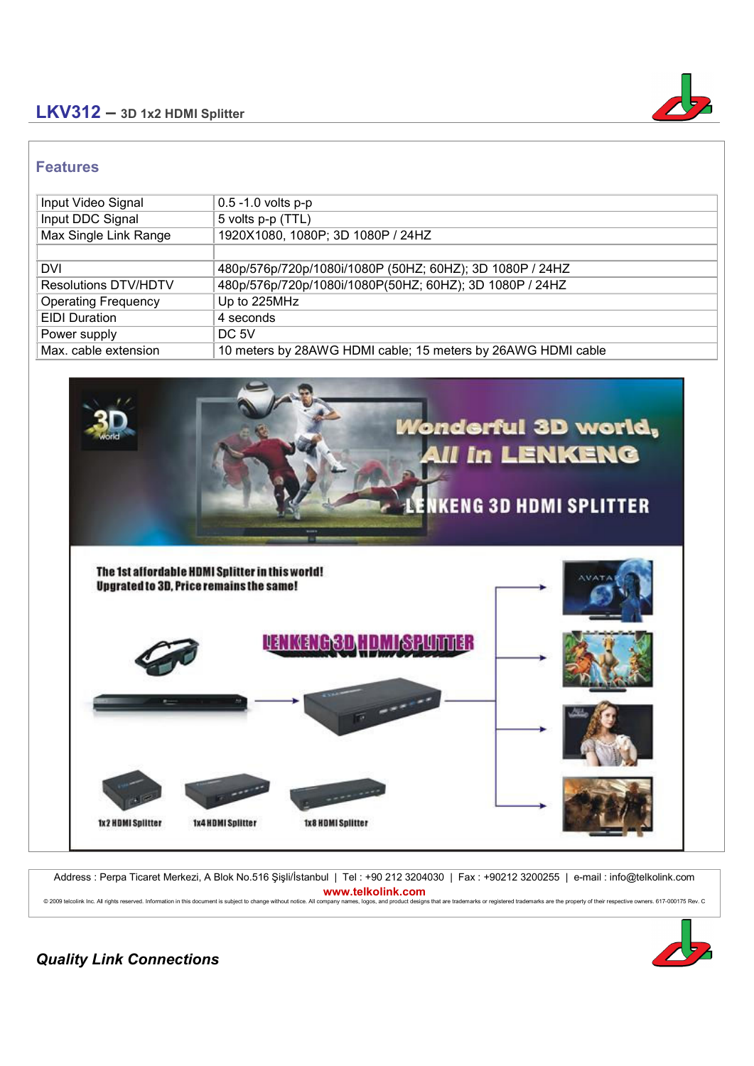## Features

| | |
|---|---|
| Input Video Signal | 0.5 -1.0 volts p-p |
| Input DDC Signal | 5 volts p-p (TTL) |
| Max Single Link Range | 1920X1080, 1080P; 3D 1080P / 24HZ |
| | |
| DVI | 480p/576p/720p/1080i/1080P (50HZ; 60HZ); 3D 1080P / 24HZ |
| Resolutions DTV/HDTV | 480p/576p/720p/1080i/1080P(50HZ; 60HZ); 3D 1080P / 24HZ |
| Operating Frequency | Up to 225MHz |
| EIDI Duration | 4 seconds |
| Power supply | DC 5V |
| Max. cable extension | 10 meters by 28AWG HDMI cable; 15 meters by 26AWG HDMI cable |

Wonderful 3D world, All in LENKENG

LENKENG 3D HDMI SPLITTER

The 1st affordable HDMI Splitter in this world!
Upgrated to 3D, Price remains the same!

LENKENG 3D HDMI SPLITTER

1x2 HDMI Splitter | 1x4 HDMI Splitter | 1x8 HDMI Splitter

Address : Perpa Ticaret Merkezi, A Blok No.516 Şişli/İstanbul | Tel : +90 212 3204030 | Fax : +90212 3200255 | e-mail : info@telkolink.com
www.telkolink.com
© 2009 telcolink Inc. All rights reserved. Information in this document is subject to change without notice. All company names, logos, and product designs that are trademarks or registered trademarks are the property of their respective owners. 617-000175 Rev. C

***Quality Link Connections***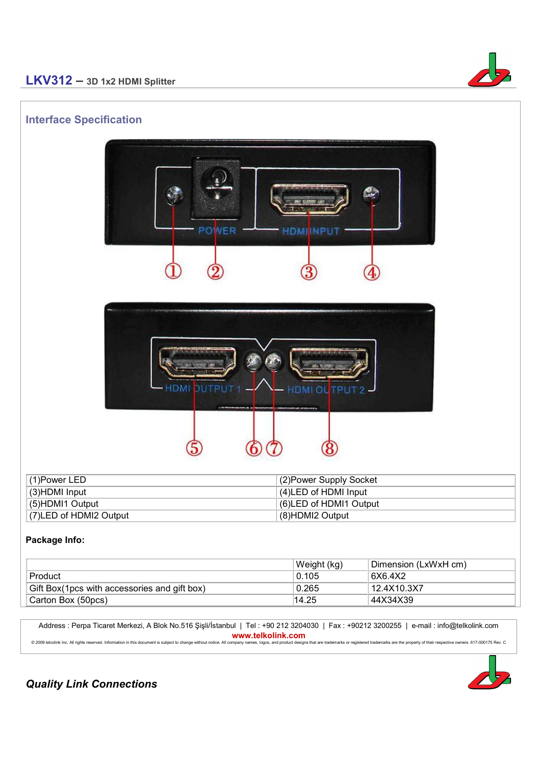## Interface Specification

| | |
|---|---|
| (1)Power LED | (2)Power Supply Socket |
| (3)HDMI Input | (4)LED of HDMI Input |
| (5)HDMI1 Output | (6)LED of HDMI1 Output |
| (7)LED of HDMI2 Output | (8)HDMI2 Output |

**Package Info:**

| | Weight (kg) | Dimension (LxWxH cm) |
|---|---|---|
| Product | 0.105 | 6X6.4X2 |
| Gift Box(1pcs with accessories and gift box) | 0.265 | 12.4X10.3X7 |
| Carton Box (50pcs) | 14.25 | 44X34X39 |

Address : Perpa Ticaret Merkezi, A Blok No.516 Şişli/İstanbul | Tel : +90 212 3204030 | Fax : +90212 3200255 | e-mail : info@telkolink.com

**www.telkolink.com**

© 2009 telcolink Inc. All rights reserved. Information in this document is subject to change without notice. All company names, logos, and product designs that are trademarks or registered trademarks are the property of their respective owners. 617-000175 Rev. C

***Quality Link Connections***